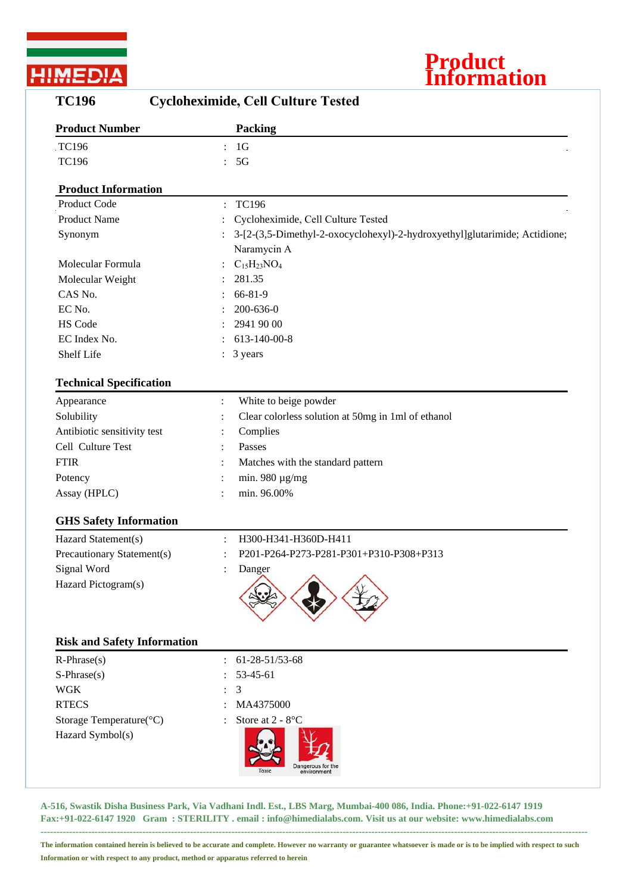HIMEDIA

**Product Information**

# TC196 Cycloheximide, Cell Culture Tested

| Product Number | Packing |
|---|---|
| TC196 | : 1G |
| TC196 | : 5G |

## Product Information

| | |
|---|---|
| Product Code | : TC196 |
| Product Name | : Cycloheximide, Cell Culture Tested |
| Synonym | : 3-[2-(3,5-Dimethyl-2-oxocyclohexyl)-2-hydroxyethyl]glutarimide; Actidione; Naramycin A |
| Molecular Formula | : $C_{15}H_{23}NO_4$ |
| Molecular Weight | : 281.35 |
| CAS No. | : 66-81-9 |
| EC No. | : 200-636-0 |
| HS Code | : 2941 90 00 |
| EC Index No. | : 613-140-00-8 |
| Shelf Life | : 3 years |

## Technical Specification

| | |
|---|---|
| Appearance | : White to beige powder |
| Solubility | : Clear colorless solution at 50mg in 1ml of ethanol |
| Antibiotic sensitivity test | : Complies |
| Cell Culture Test | : Passes |
| FTIR | : Matches with the standard pattern |
| Potency | : min. 980 µg/mg |
| Assay (HPLC) | : min. 96.00% |

## GHS Safety Information

| | |
|---|---|
| Hazard Statement(s) | : H300-H341-H360D-H411 |
| Precautionary Statement(s) | : P201-P264-P273-P281-P301+P310-P308+P313 |
| Signal Word | : Danger |
| Hazard Pictogram(s) | |

## Risk and Safety Information

| | |
|---|---|
| R-Phrase(s) | : 61-28-51/53-68 |
| S-Phrase(s) | : 53-45-61 |
| WGK | : 3 |
| RTECS | : MA4375000 |
| Storage Temperature(°C) | : Store at 2 - 8°C |
| Hazard Symbol(s) | Toxic, Dangerous for the environment |

A-516, Swastik Disha Business Park, Via Vadhani Indl. Est., LBS Marg, Mumbai-400 086, India. Phone:+91-022-6147 1919 Fax:+91-022-6147 1920 Gram : STERILITY . email : info@himedialabs.com. Visit us at our website: www.himedialabs.com

The information contained herein is believed to be accurate and complete. However no warranty or guarantee whatsoever is made or is to be implied with respect to such Information or with respect to any product, method or apparatus referred to herein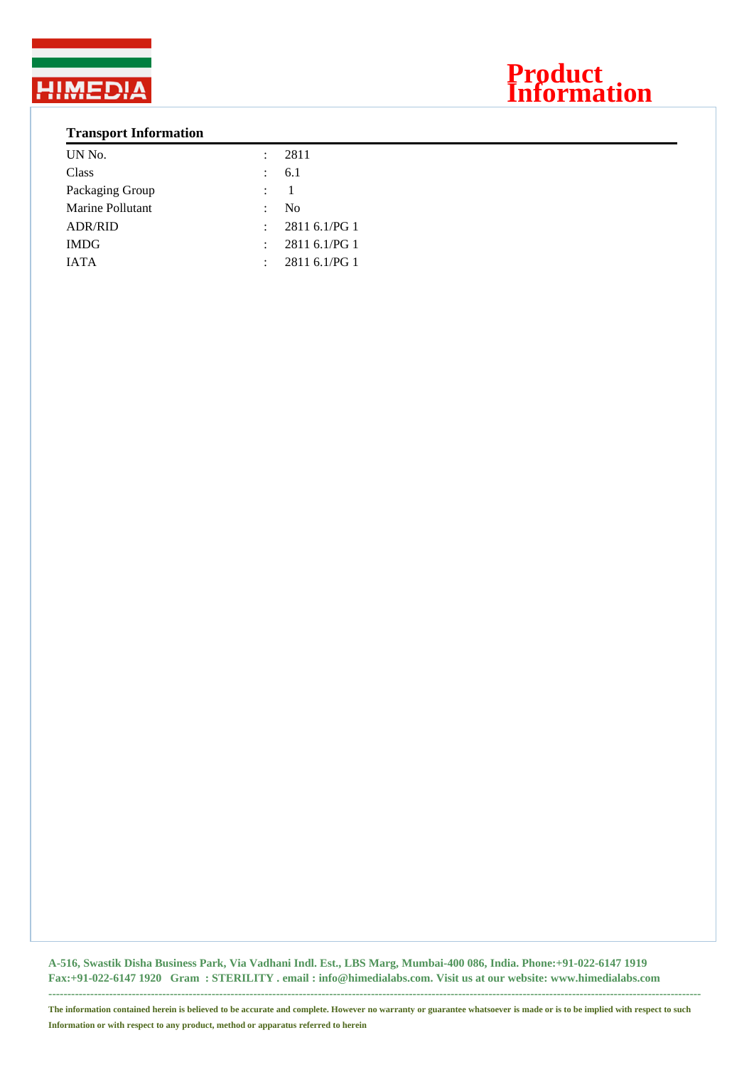## Transport Information

| | | |
|---|---|---|
| UN No. | : | 2811 |
| Class | : | 6.1 |
| Packaging Group | : | 1 |
| Marine Pollutant | : | No |
| ADR/RID | : | 2811 6.1/PG 1 |
| IMDG | : | 2811 6.1/PG 1 |
| IATA | : | 2811 6.1/PG 1 |

**A-516, Swastik Disha Business Park, Via Vadhani Indl. Est., LBS Marg, Mumbai-400 086, India. Phone:+91-022-6147 1919 Fax:+91-022-6147 1920 Gram : STERILITY . email : info@himedialabs.com. Visit us at our website: www.himedialabs.com**

**The information contained herein is believed to be accurate and complete. However no warranty or guarantee whatsoever is made or is to be implied with respect to such Information or with respect to any product, method or apparatus referred to herein**